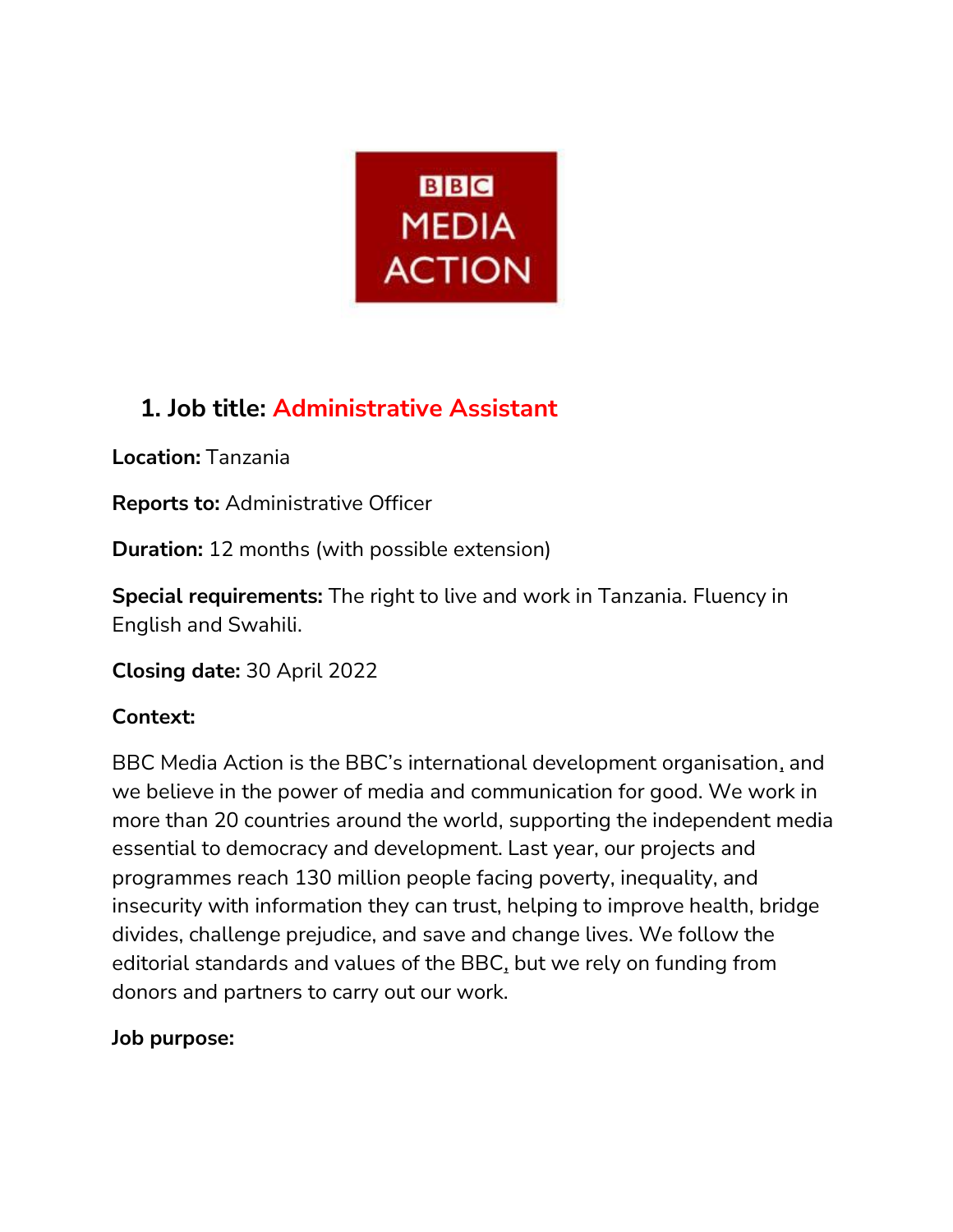## 1. Job title: Administrative Assistant

**Location:** Tanzania

**Reports to:** Administrative Officer

**Duration:** 12 months (with possible extension)

**Special requirements:** The right to live and work in Tanzania. Fluency in English and Swahili.

**Closing date:** 30 April 2022

**Context:**

BBC Media Action is the BBC's international development organisation, and we believe in the power of media and communication for good. We work in more than 20 countries around the world, supporting the independent media essential to democracy and development. Last year, our projects and programmes reach 130 million people facing poverty, inequality, and insecurity with information they can trust, helping to improve health, bridge divides, challenge prejudice, and save and change lives. We follow the editorial standards and values of the BBC, but we rely on funding from donors and partners to carry out our work.

**Job purpose:**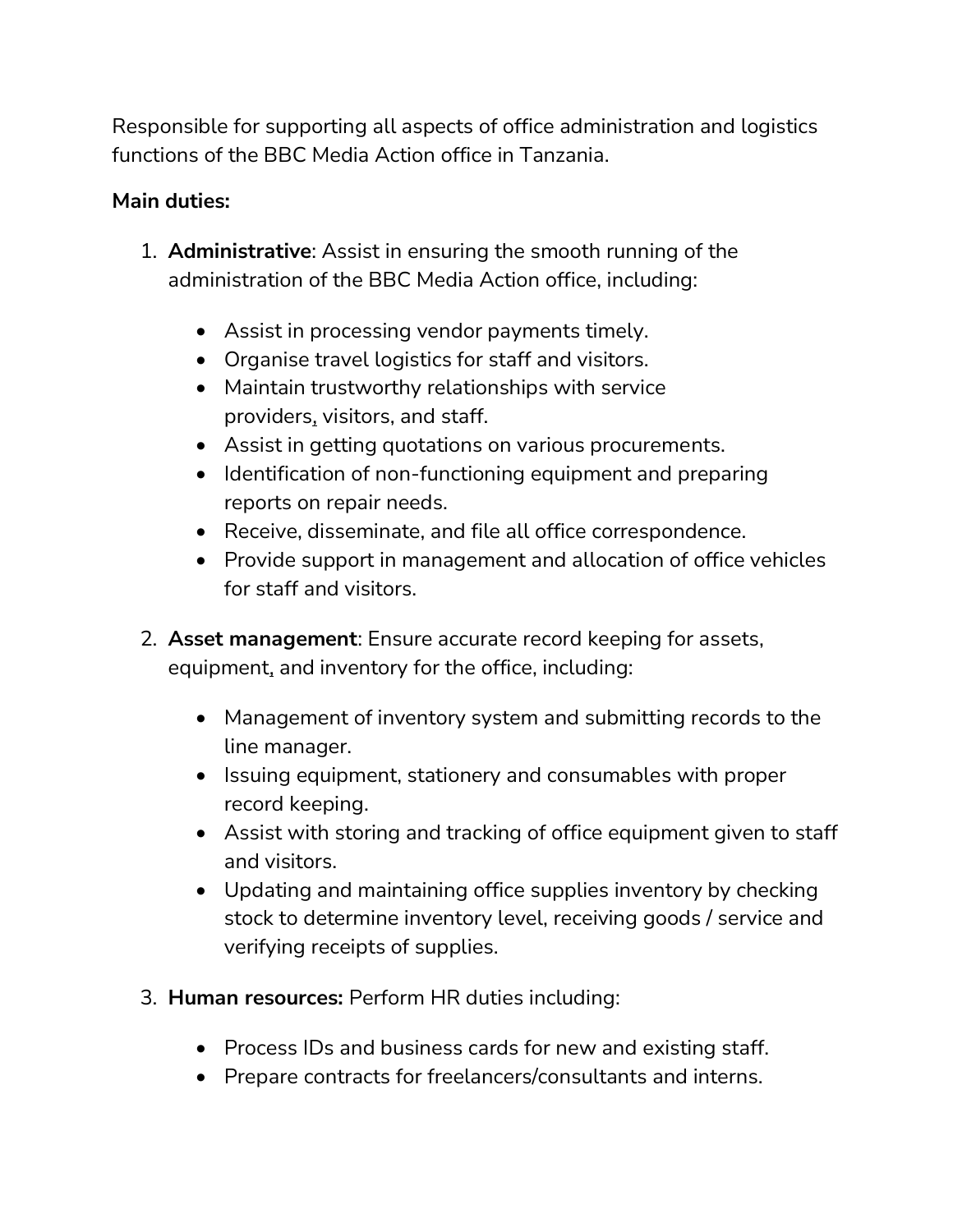Responsible for supporting all aspects of office administration and logistics functions of the BBC Media Action office in Tanzania.

**Main duties:**

1. **Administrative**: Assist in ensuring the smooth running of the administration of the BBC Media Action office, including:

    - Assist in processing vendor payments timely.
    - Organise travel logistics for staff and visitors.
    - Maintain trustworthy relationships with service providers, visitors, and staff.
    - Assist in getting quotations on various procurements.
    - Identification of non-functioning equipment and preparing reports on repair needs.
    - Receive, disseminate, and file all office correspondence.
    - Provide support in management and allocation of office vehicles for staff and visitors.

2. **Asset management**: Ensure accurate record keeping for assets, equipment, and inventory for the office, including:

    - Management of inventory system and submitting records to the line manager.
    - Issuing equipment, stationery and consumables with proper record keeping.
    - Assist with storing and tracking of office equipment given to staff and visitors.
    - Updating and maintaining office supplies inventory by checking stock to determine inventory level, receiving goods / service and verifying receipts of supplies.

3. **Human resources:** Perform HR duties including:

    - Process IDs and business cards for new and existing staff.
    - Prepare contracts for freelancers/consultants and interns.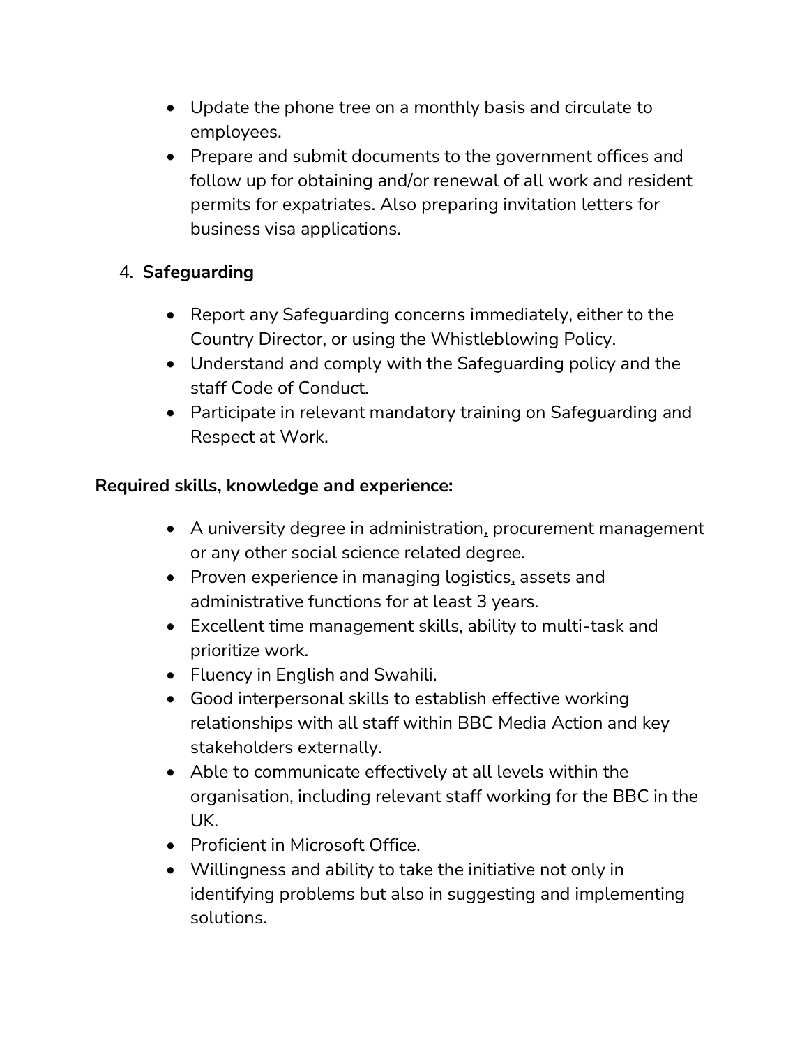- Update the phone tree on a monthly basis and circulate to employees.
- Prepare and submit documents to the government offices and follow up for obtaining and/or renewal of all work and resident permits for expatriates. Also preparing invitation letters for business visa applications.

4. **Safeguarding**

- Report any Safeguarding concerns immediately, either to the Country Director, or using the Whistleblowing Policy.
- Understand and comply with the Safeguarding policy and the staff Code of Conduct.
- Participate in relevant mandatory training on Safeguarding and Respect at Work.

**Required skills, knowledge and experience:**

- A university degree in administration, procurement management or any other social science related degree.
- Proven experience in managing logistics, assets and administrative functions for at least 3 years.
- Excellent time management skills, ability to multi-task and prioritize work.
- Fluency in English and Swahili.
- Good interpersonal skills to establish effective working relationships with all staff within BBC Media Action and key stakeholders externally.
- Able to communicate effectively at all levels within the organisation, including relevant staff working for the BBC in the UK.
- Proficient in Microsoft Office.
- Willingness and ability to take the initiative not only in identifying problems but also in suggesting and implementing solutions.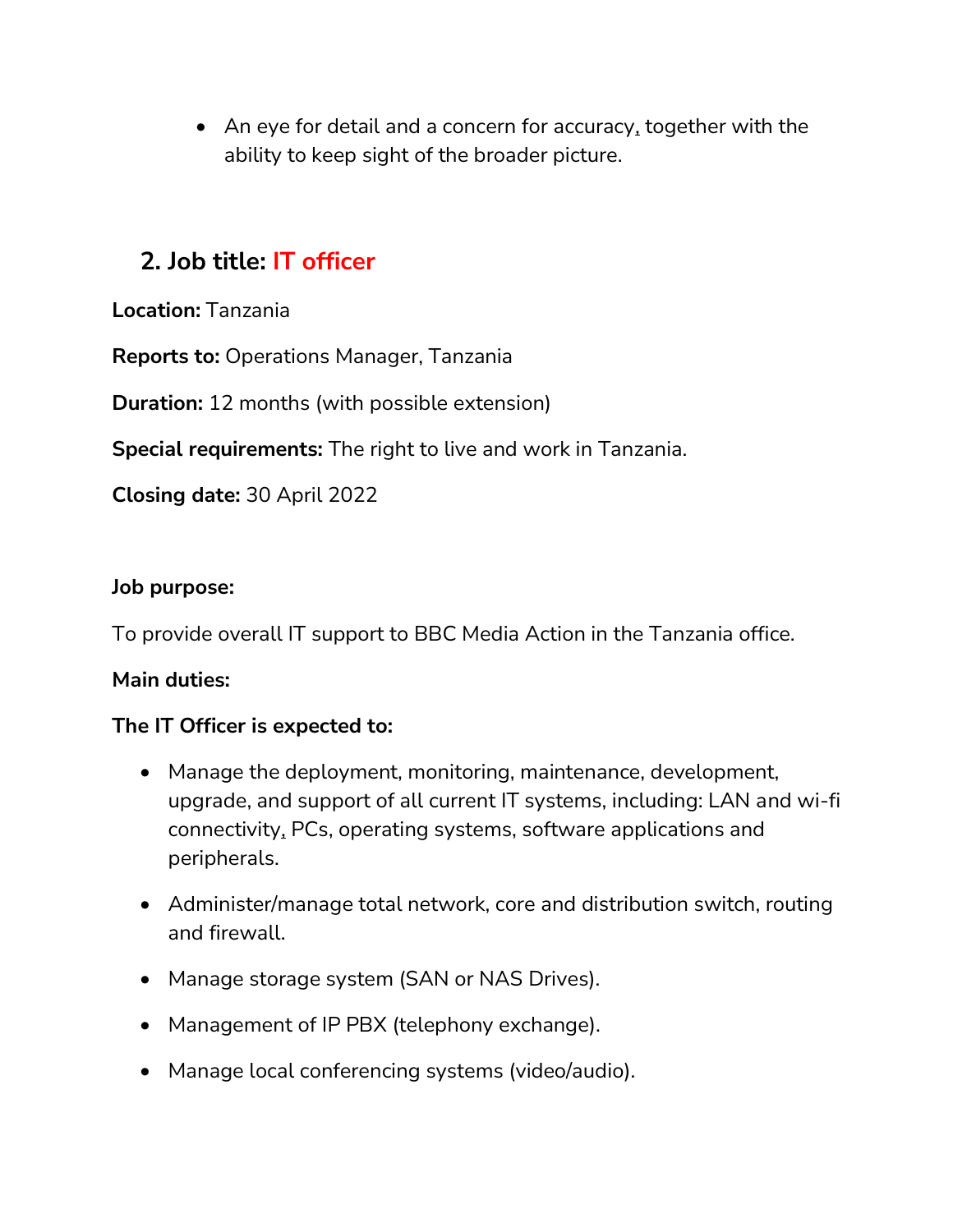- An eye for detail and a concern for accuracy, together with the ability to keep sight of the broader picture.

## 2. Job title: IT officer

**Location:** Tanzania

**Reports to:** Operations Manager, Tanzania

**Duration:** 12 months (with possible extension)

**Special requirements:** The right to live and work in Tanzania.

**Closing date:** 30 April 2022

**Job purpose:**

To provide overall IT support to BBC Media Action in the Tanzania office.

**Main duties:**

**The IT Officer is expected to:**

- Manage the deployment, monitoring, maintenance, development, upgrade, and support of all current IT systems, including: LAN and wi-fi connectivity, PCs, operating systems, software applications and peripherals.
- Administer/manage total network, core and distribution switch, routing and firewall.
- Manage storage system (SAN or NAS Drives).
- Management of IP PBX (telephony exchange).
- Manage local conferencing systems (video/audio).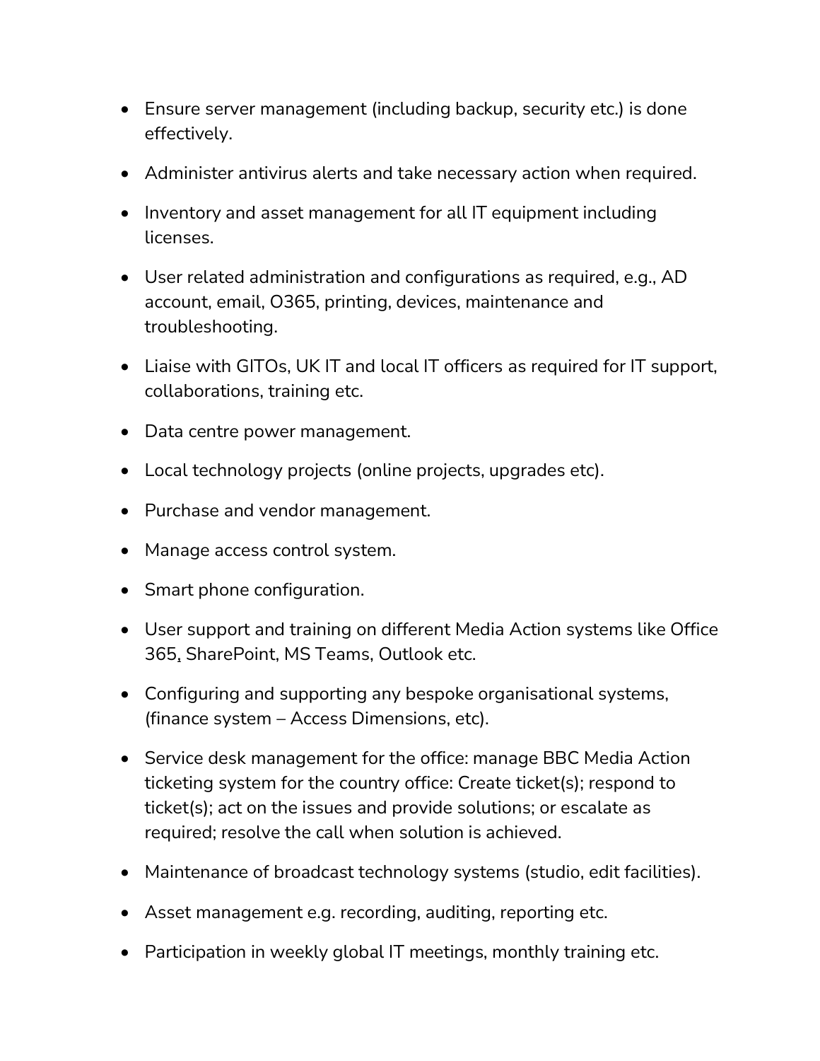- Ensure server management (including backup, security etc.) is done effectively.
- Administer antivirus alerts and take necessary action when required.
- Inventory and asset management for all IT equipment including licenses.
- User related administration and configurations as required, e.g., AD account, email, O365, printing, devices, maintenance and troubleshooting.
- Liaise with GITOs, UK IT and local IT officers as required for IT support, collaborations, training etc.
- Data centre power management.
- Local technology projects (online projects, upgrades etc).
- Purchase and vendor management.
- Manage access control system.
- Smart phone configuration.
- User support and training on different Media Action systems like Office 365, SharePoint, MS Teams, Outlook etc.
- Configuring and supporting any bespoke organisational systems, (finance system – Access Dimensions, etc).
- Service desk management for the office: manage BBC Media Action ticketing system for the country office: Create ticket(s); respond to ticket(s); act on the issues and provide solutions; or escalate as required; resolve the call when solution is achieved.
- Maintenance of broadcast technology systems (studio, edit facilities).
- Asset management e.g. recording, auditing, reporting etc.
- Participation in weekly global IT meetings, monthly training etc.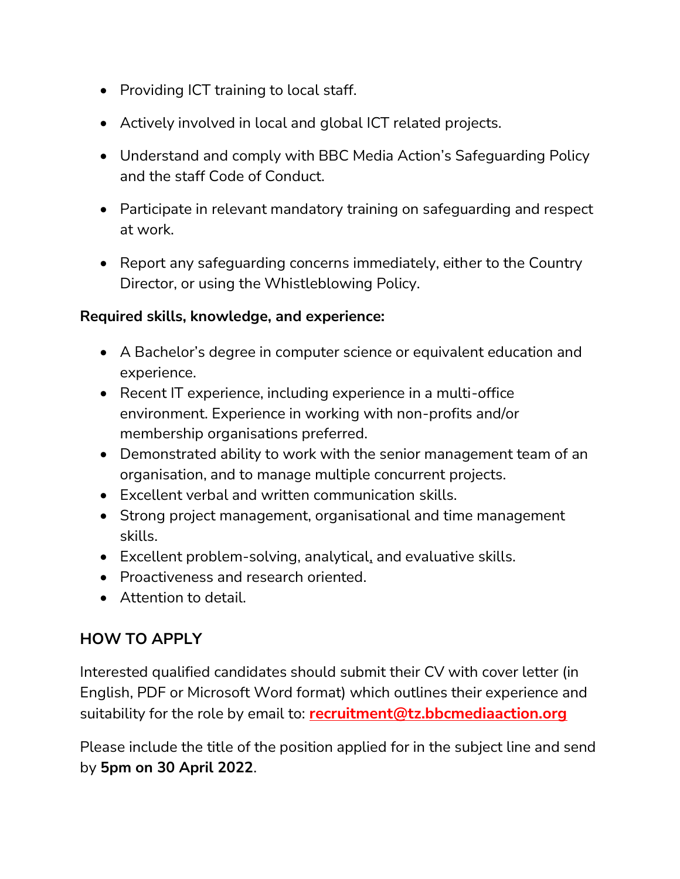- Providing ICT training to local staff.
- Actively involved in local and global ICT related projects.
- Understand and comply with BBC Media Action's Safeguarding Policy and the staff Code of Conduct.
- Participate in relevant mandatory training on safeguarding and respect at work.
- Report any safeguarding concerns immediately, either to the Country Director, or using the Whistleblowing Policy.

**Required skills, knowledge, and experience:**

- A Bachelor's degree in computer science or equivalent education and experience.
- Recent IT experience, including experience in a multi-office environment. Experience in working with non-profits and/or membership organisations preferred.
- Demonstrated ability to work with the senior management team of an organisation, and to manage multiple concurrent projects.
- Excellent verbal and written communication skills.
- Strong project management, organisational and time management skills.
- Excellent problem-solving, analytical, and evaluative skills.
- Proactiveness and research oriented.
- Attention to detail.

## HOW TO APPLY

Interested qualified candidates should submit their CV with cover letter (in English, PDF or Microsoft Word format) which outlines their experience and suitability for the role by email to: **recruitment@tz.bbcmediaaction.org**

Please include the title of the position applied for in the subject line and send by **5pm on 30 April 2022**.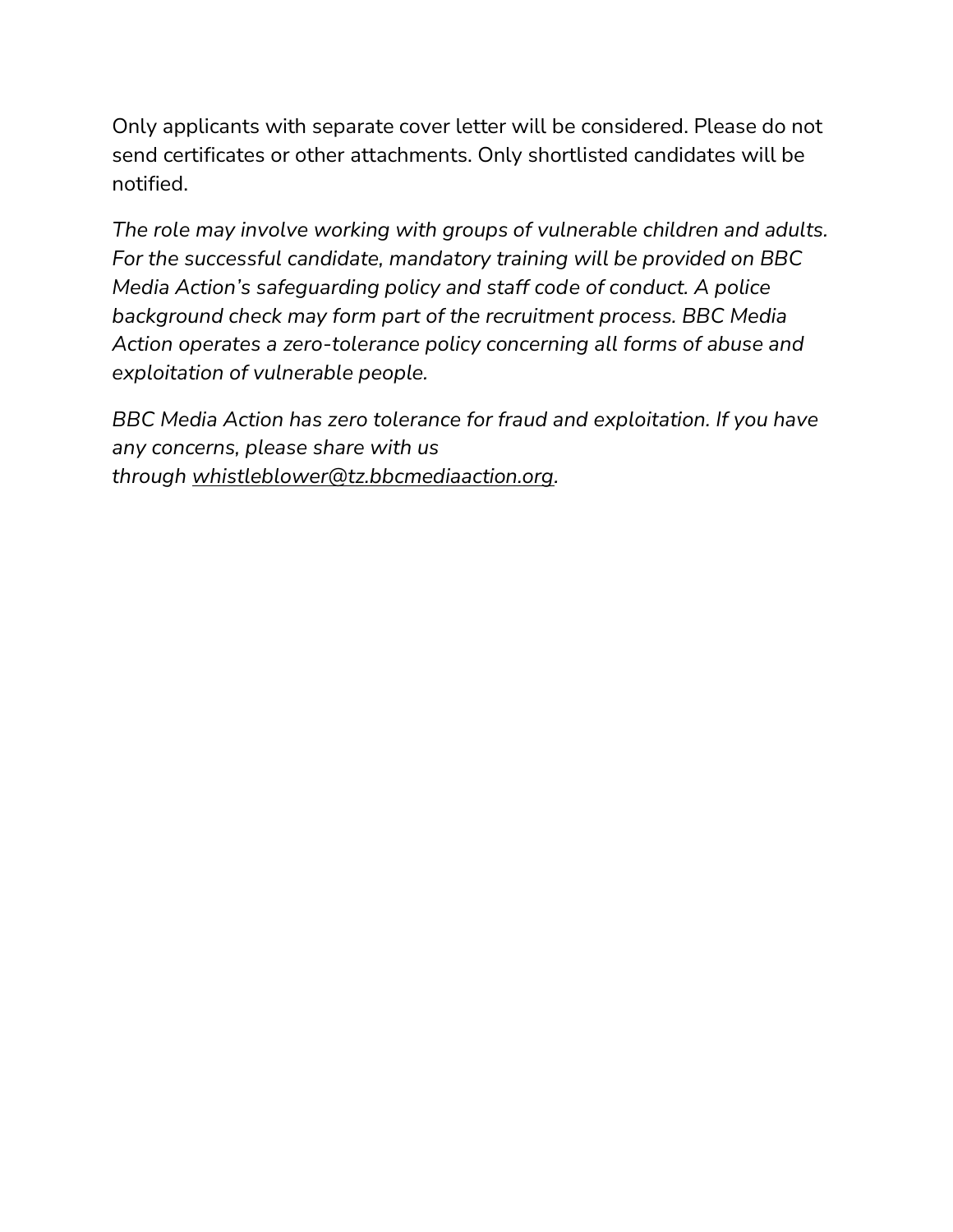Only applicants with separate cover letter will be considered. Please do not send certificates or other attachments. Only shortlisted candidates will be notified.

*The role may involve working with groups of vulnerable children and adults. For the successful candidate, mandatory training will be provided on BBC Media Action's safeguarding policy and staff code of conduct. A police background check may form part of the recruitment process. BBC Media Action operates a zero-tolerance policy concerning all forms of abuse and exploitation of vulnerable people.*

*BBC Media Action has zero tolerance for fraud and exploitation. If you have any concerns, please share with us through whistleblower@tz.bbcmediaaction.org.*